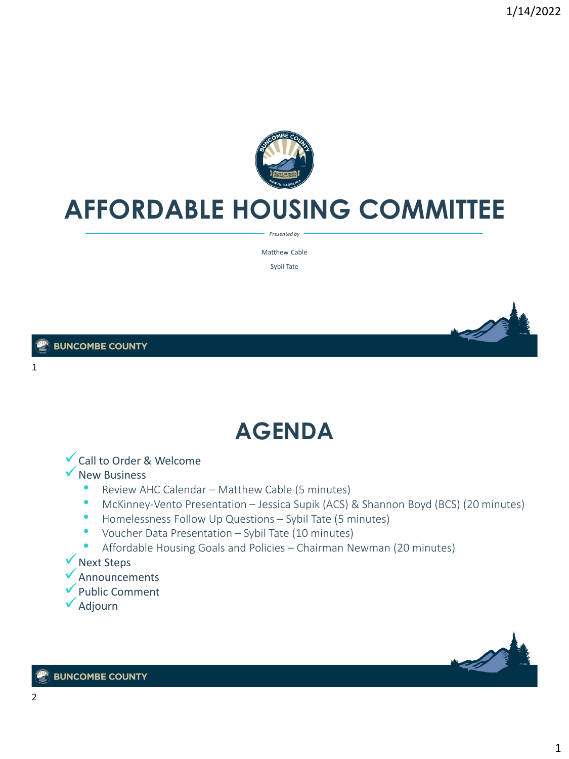# AFFORDABLE HOUSING COMMITTEE

*Presented by*

Matthew Cable

Sybil Tate

BUNCOMBE COUNTY

# AGENDA

- ✓ Call to Order & Welcome
- ✓ New Business
  - Review AHC Calendar – Matthew Cable (5 minutes)
  - McKinney-Vento Presentation – Jessica Supik (ACS) & Shannon Boyd (BCS) (20 minutes)
  - Homelessness Follow Up Questions – Sybil Tate (5 minutes)
  - Voucher Data Presentation – Sybil Tate (10 minutes)
  - Affordable Housing Goals and Policies – Chairman Newman (20 minutes)
- ✓ Next Steps
- ✓ Announcements
- ✓ Public Comment
- ✓ Adjourn

BUNCOMBE COUNTY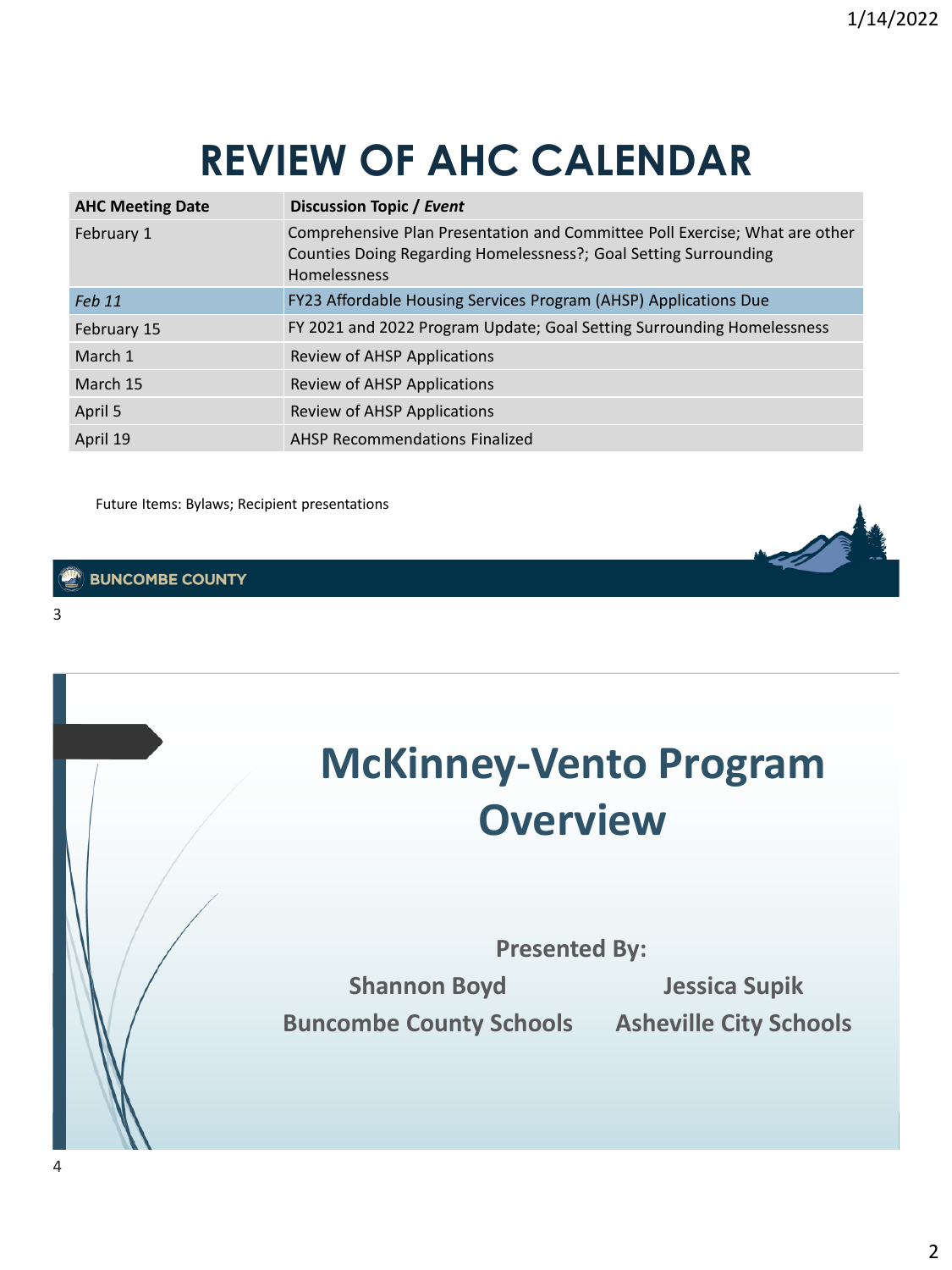# REVIEW OF AHC CALENDAR

| AHC Meeting Date | Discussion Topic / *Event* |
| --- | --- |
| February 1 | Comprehensive Plan Presentation and Committee Poll Exercise; What are other Counties Doing Regarding Homelessness?; Goal Setting Surrounding Homelessness |
| *Feb 11* | FY23 Affordable Housing Services Program (AHSP) Applications Due |
| February 15 | FY 2021 and 2022 Program Update; Goal Setting Surrounding Homelessness |
| March 1 | Review of AHSP Applications |
| March 15 | Review of AHSP Applications |
| April 5 | Review of AHSP Applications |
| April 19 | AHSP Recommendations Finalized |

Future Items: Bylaws; Recipient presentations

BUNCOMBE COUNTY

# McKinney-Vento Program Overview

**Presented By:**

**Shannon Boyd**
**Buncombe County Schools**

**Jessica Supik**
**Asheville City Schools**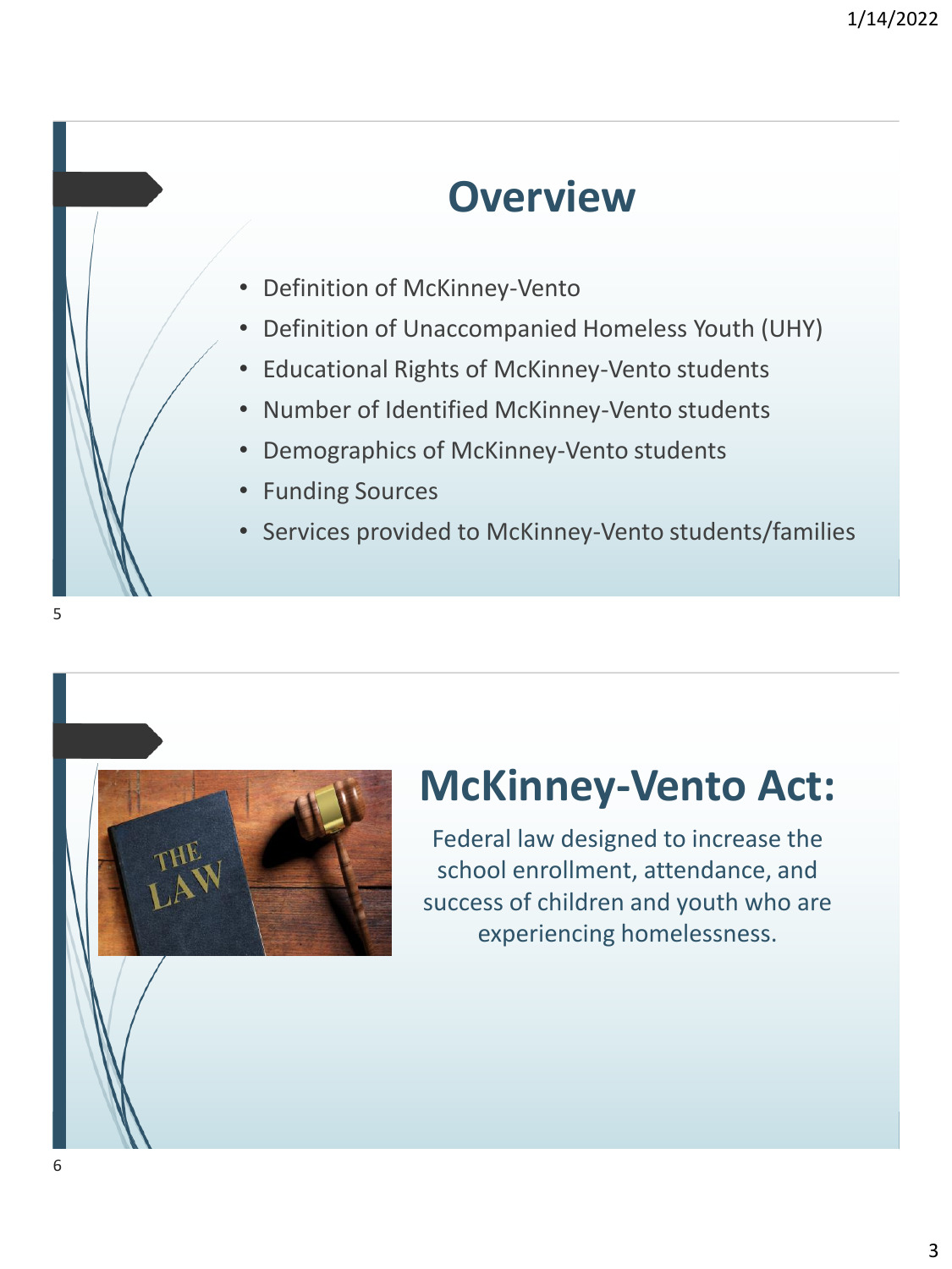## Overview

- Definition of McKinney-Vento
- Definition of Unaccompanied Homeless Youth (UHY)
- Educational Rights of McKinney-Vento students
- Number of Identified McKinney-Vento students
- Demographics of McKinney-Vento students
- Funding Sources
- Services provided to McKinney-Vento students/families

## McKinney-Vento Act:

Federal law designed to increase the school enrollment, attendance, and success of children and youth who are experiencing homelessness.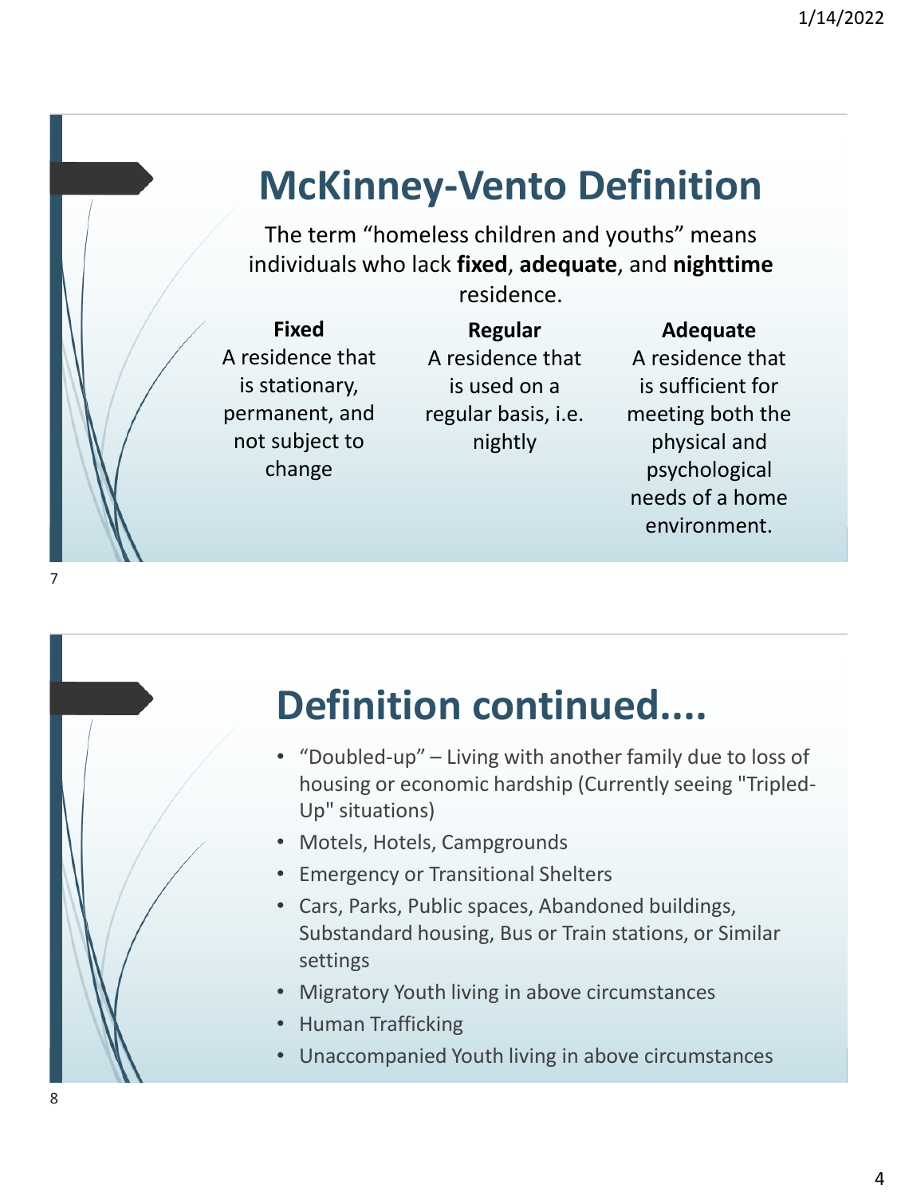# McKinney-Vento Definition

The term "homeless children and youths" means individuals who lack **fixed**, **adequate**, and **nighttime** residence.

**Fixed**
A residence that is stationary, permanent, and not subject to change

**Regular**
A residence that is used on a regular basis, i.e. nightly

**Adequate**
A residence that is sufficient for meeting both the physical and psychological needs of a home environment.

# Definition continued....

- "Doubled-up" – Living with another family due to loss of housing or economic hardship (Currently seeing "Tripled-Up" situations)
- Motels, Hotels, Campgrounds
- Emergency or Transitional Shelters
- Cars, Parks, Public spaces, Abandoned buildings, Substandard housing, Bus or Train stations, or Similar settings
- Migratory Youth living in above circumstances
- Human Trafficking
- Unaccompanied Youth living in above circumstances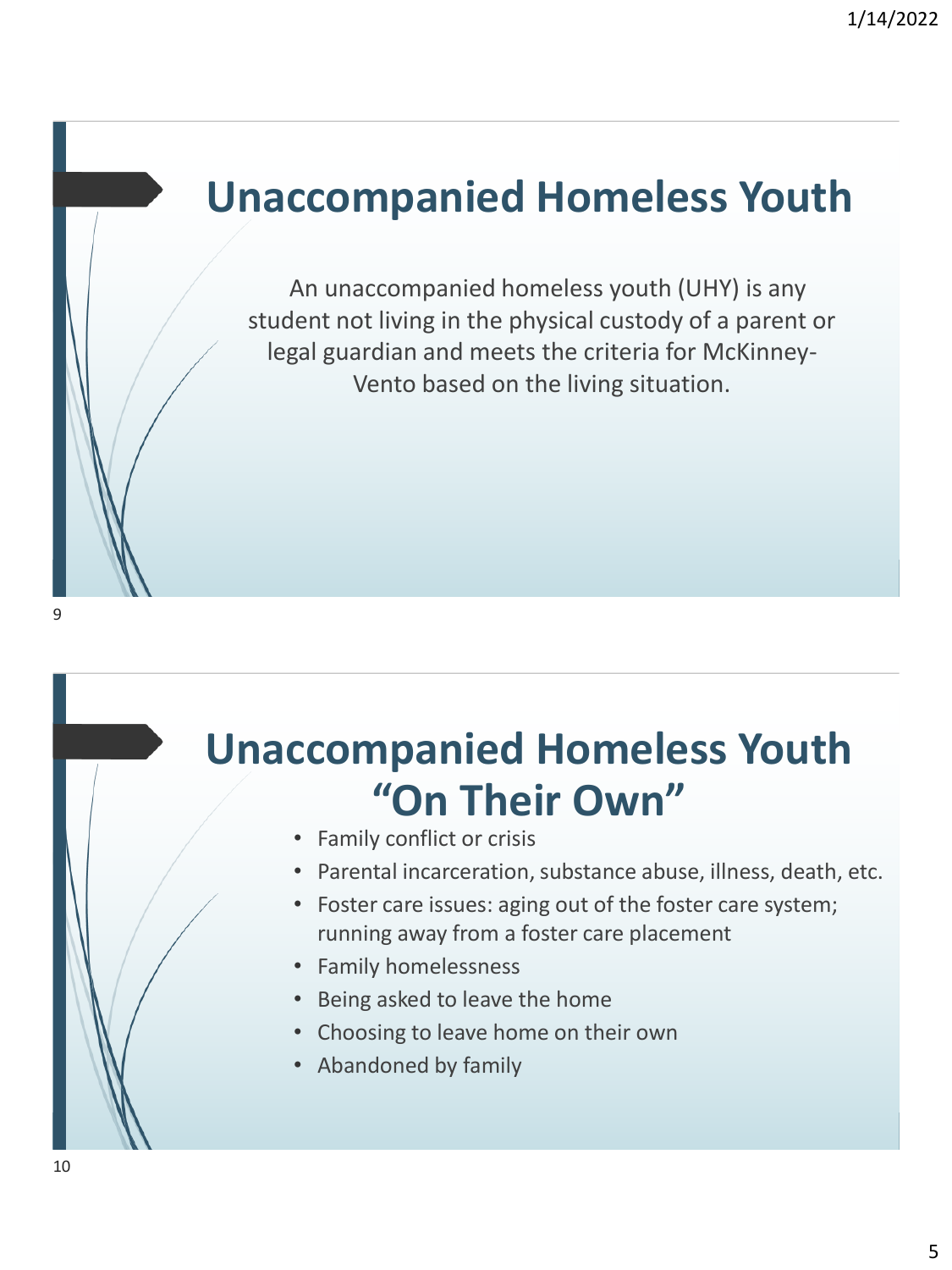# Unaccompanied Homeless Youth

An unaccompanied homeless youth (UHY) is any student not living in the physical custody of a parent or legal guardian and meets the criteria for McKinney-Vento based on the living situation.

# Unaccompanied Homeless Youth "On Their Own"

- Family conflict or crisis
- Parental incarceration, substance abuse, illness, death, etc.
- Foster care issues: aging out of the foster care system; running away from a foster care placement
- Family homelessness
- Being asked to leave the home
- Choosing to leave home on their own
- Abandoned by family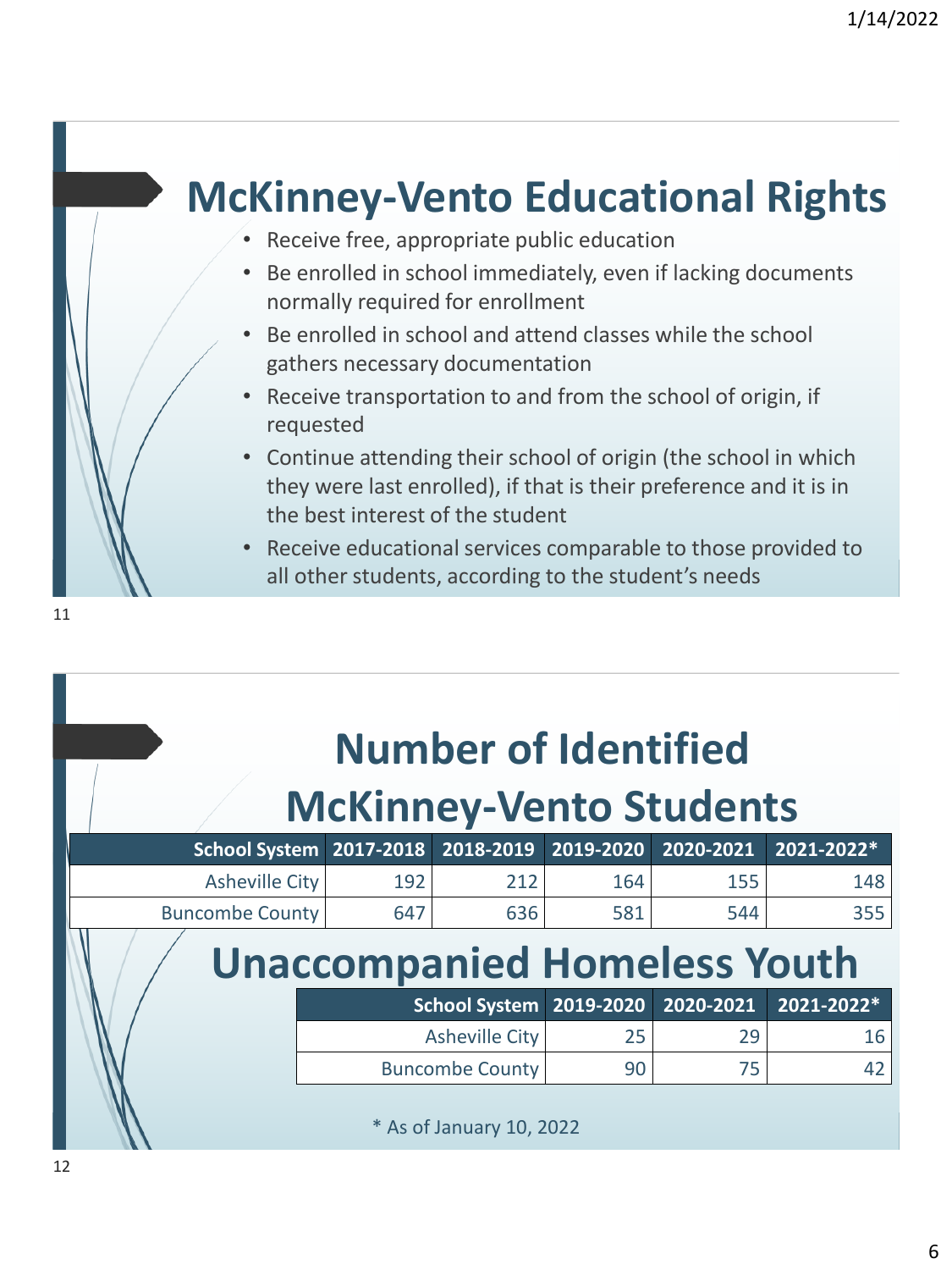## McKinney-Vento Educational Rights

- Receive free, appropriate public education
- Be enrolled in school immediately, even if lacking documents normally required for enrollment
- Be enrolled in school and attend classes while the school gathers necessary documentation
- Receive transportation to and from the school of origin, if requested
- Continue attending their school of origin (the school in which they were last enrolled), if that is their preference and it is in the best interest of the student
- Receive educational services comparable to those provided to all other students, according to the student's needs

## Number of Identified McKinney-Vento Students

| School System | 2017-2018 | 2018-2019 | 2019-2020 | 2020-2021 | 2021-2022* |
|---|---|---|---|---|---|
| Asheville City | 192 | 212 | 164 | 155 | 148 |
| Buncombe County | 647 | 636 | 581 | 544 | 355 |

## Unaccompanied Homeless Youth

| School System | 2019-2020 | 2020-2021 | 2021-2022* |
|---|---|---|---|
| Asheville City | 25 | 29 | 16 |
| Buncombe County | 90 | 75 | 42 |

* As of January 10, 2022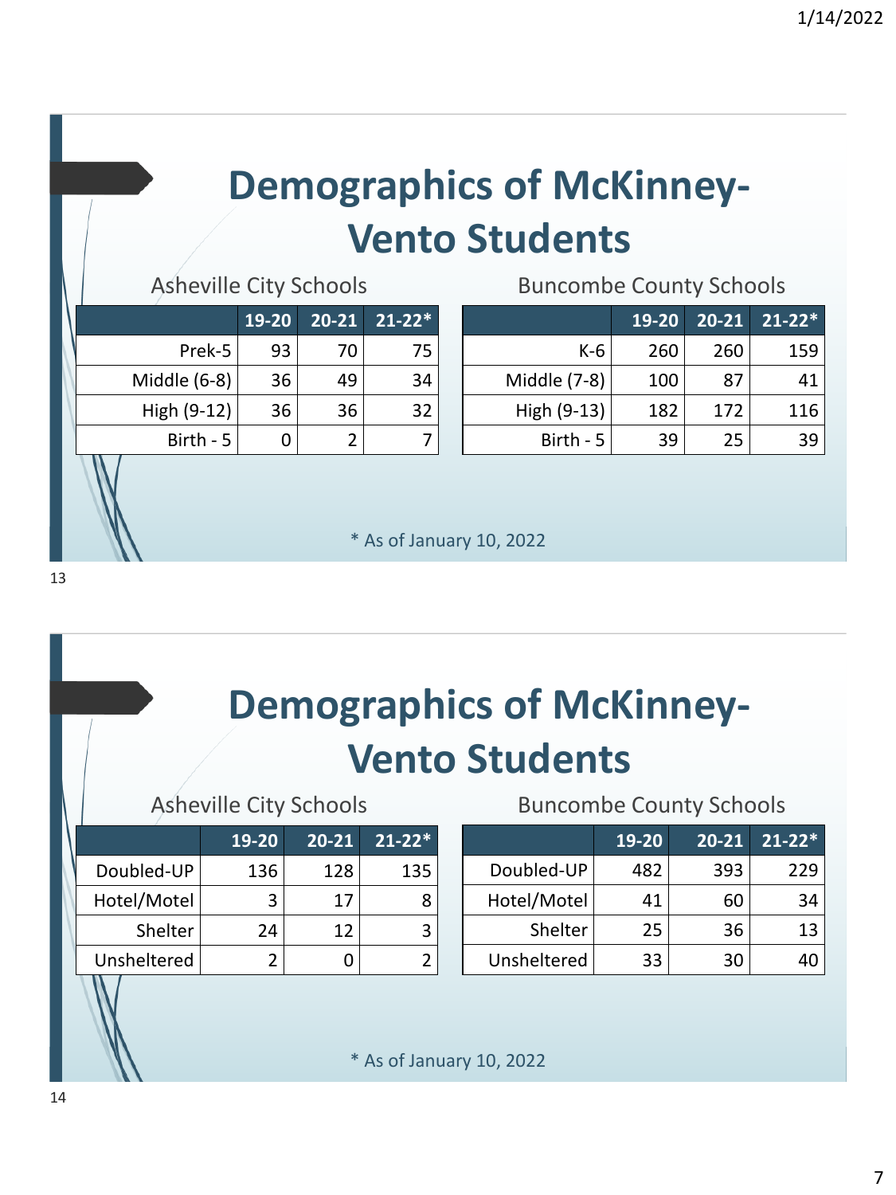# Demographics of McKinney-Vento Students

Asheville City Schools

| | 19-20 | 20-21 | 21-22* |
|---|---|---|---|
| Prek-5 | 93 | 70 | 75 |
| Middle (6-8) | 36 | 49 | 34 |
| High (9-12) | 36 | 36 | 32 |
| Birth - 5 | 0 | 2 | 7 |

Buncombe County Schools

| | 19-20 | 20-21 | 21-22* |
|---|---|---|---|
| K-6 | 260 | 260 | 159 |
| Middle (7-8) | 100 | 87 | 41 |
| High (9-13) | 182 | 172 | 116 |
| Birth - 5 | 39 | 25 | 39 |

* As of January 10, 2022

# Demographics of McKinney-Vento Students

Asheville City Schools

| | 19-20 | 20-21 | 21-22* |
|---|---|---|---|
| Doubled-UP | 136 | 128 | 135 |
| Hotel/Motel | 3 | 17 | 8 |
| Shelter | 24 | 12 | 3 |
| Unsheltered | 2 | 0 | 2 |

Buncombe County Schools

| | 19-20 | 20-21 | 21-22* |
|---|---|---|---|
| Doubled-UP | 482 | 393 | 229 |
| Hotel/Motel | 41 | 60 | 34 |
| Shelter | 25 | 36 | 13 |
| Unsheltered | 33 | 30 | 40 |

* As of January 10, 2022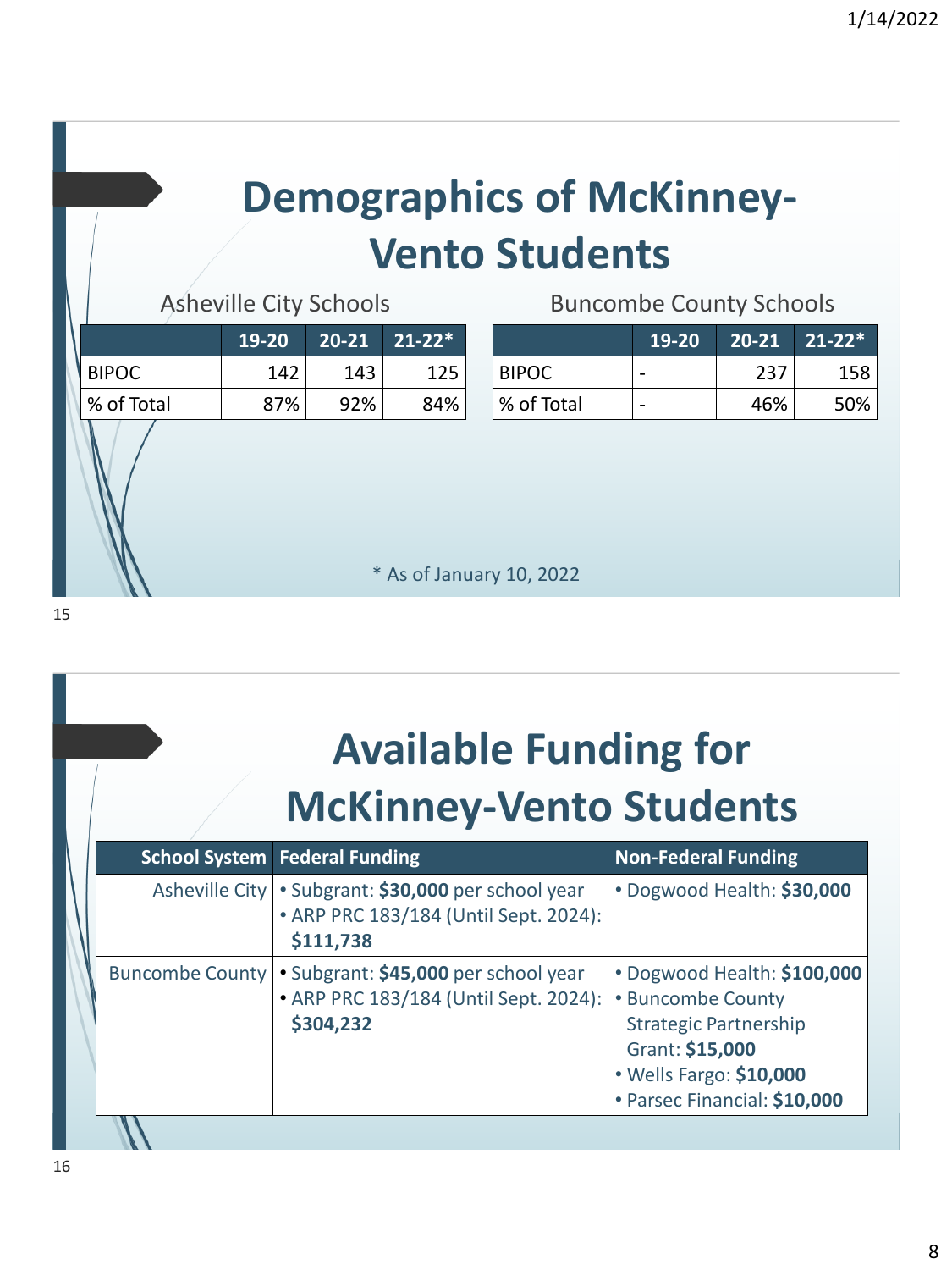# Demographics of McKinney-Vento Students

Asheville City Schools

| | 19-20 | 20-21 | 21-22* |
|---|---|---|---|
| BIPOC | 142 | 143 | 125 |
| % of Total | 87% | 92% | 84% |

Buncombe County Schools

| | 19-20 | 20-21 | 21-22* |
|---|---|---|---|
| BIPOC | - | 237 | 158 |
| % of Total | - | 46% | 50% |

\* As of January 10, 2022

# Available Funding for McKinney-Vento Students

| School System | Federal Funding | Non-Federal Funding |
|---|---|---|
| Asheville City | • Subgrant: **$30,000** per school year<br>• ARP PRC 183/184 (Until Sept. 2024): **$111,738** | • Dogwood Health: **$30,000** |
| Buncombe County | • Subgrant: **$45,000** per school year<br>• ARP PRC 183/184 (Until Sept. 2024): **$304,232** | • Dogwood Health: **$100,000**<br>• Buncombe County Strategic Partnership Grant: **$15,000**<br>• Wells Fargo: **$10,000**<br>• Parsec Financial: **$10,000** |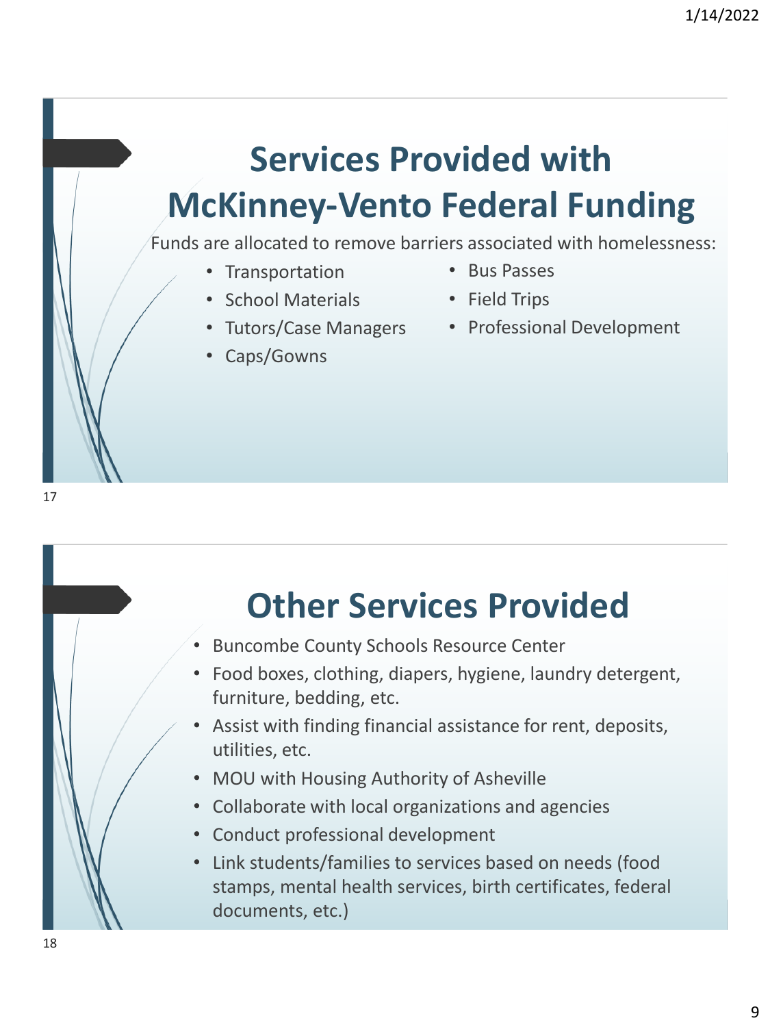## Services Provided with McKinney-Vento Federal Funding

Funds are allocated to remove barriers associated with homelessness:

- Transportation
- School Materials
- Tutors/Case Managers
- Caps/Gowns
- Bus Passes
- Field Trips
- Professional Development

## Other Services Provided

- Buncombe County Schools Resource Center
- Food boxes, clothing, diapers, hygiene, laundry detergent, furniture, bedding, etc.
- Assist with finding financial assistance for rent, deposits, utilities, etc.
- MOU with Housing Authority of Asheville
- Collaborate with local organizations and agencies
- Conduct professional development
- Link students/families to services based on needs (food stamps, mental health services, birth certificates, federal documents, etc.)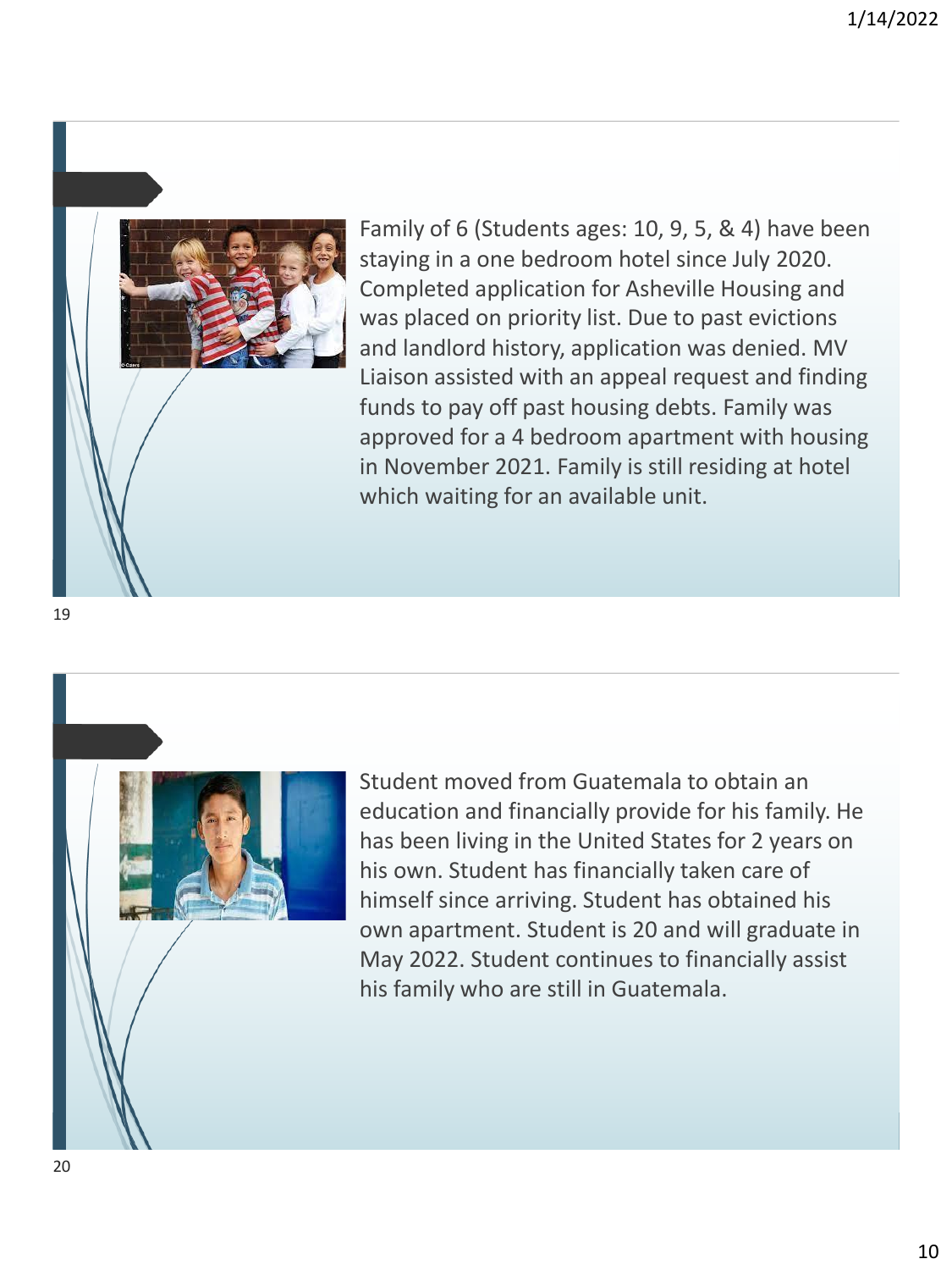Family of 6 (Students ages: 10, 9, 5, & 4) have been staying in a one bedroom hotel since July 2020. Completed application for Asheville Housing and was placed on priority list. Due to past evictions and landlord history, application was denied. MV Liaison assisted with an appeal request and finding funds to pay off past housing debts. Family was approved for a 4 bedroom apartment with housing in November 2021. Family is still residing at hotel which waiting for an available unit.

Student moved from Guatemala to obtain an education and financially provide for his family. He has been living in the United States for 2 years on his own. Student has financially taken care of himself since arriving. Student has obtained his own apartment. Student is 20 and will graduate in May 2022. Student continues to financially assist his family who are still in Guatemala.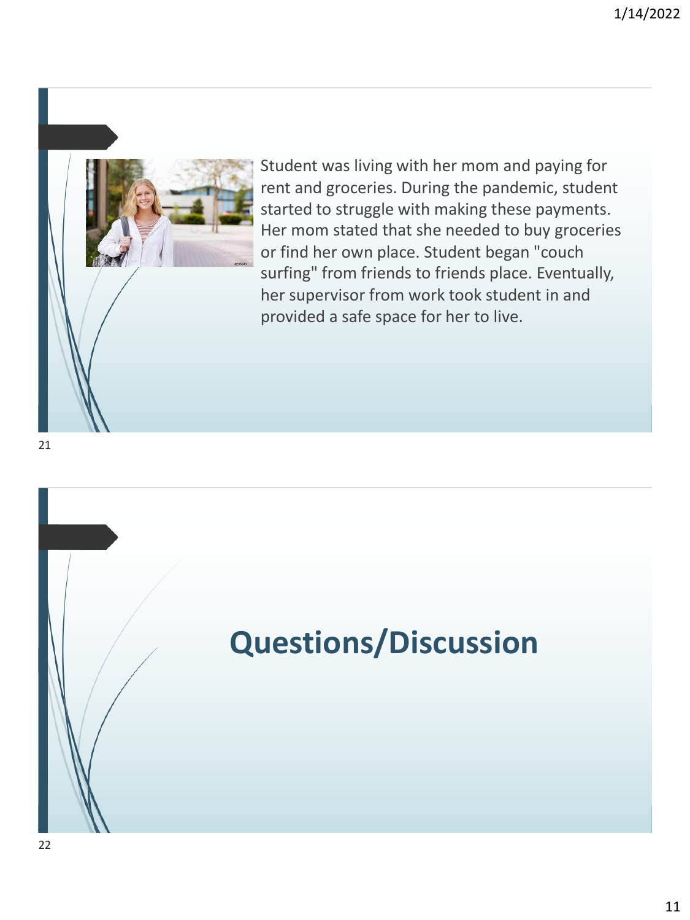Student was living with her mom and paying for rent and groceries. During the pandemic, student started to struggle with making these payments. Her mom stated that she needed to buy groceries or find her own place. Student began "couch surfing" from friends to friends place. Eventually, her supervisor from work took student in and provided a safe space for her to live.

# Questions/Discussion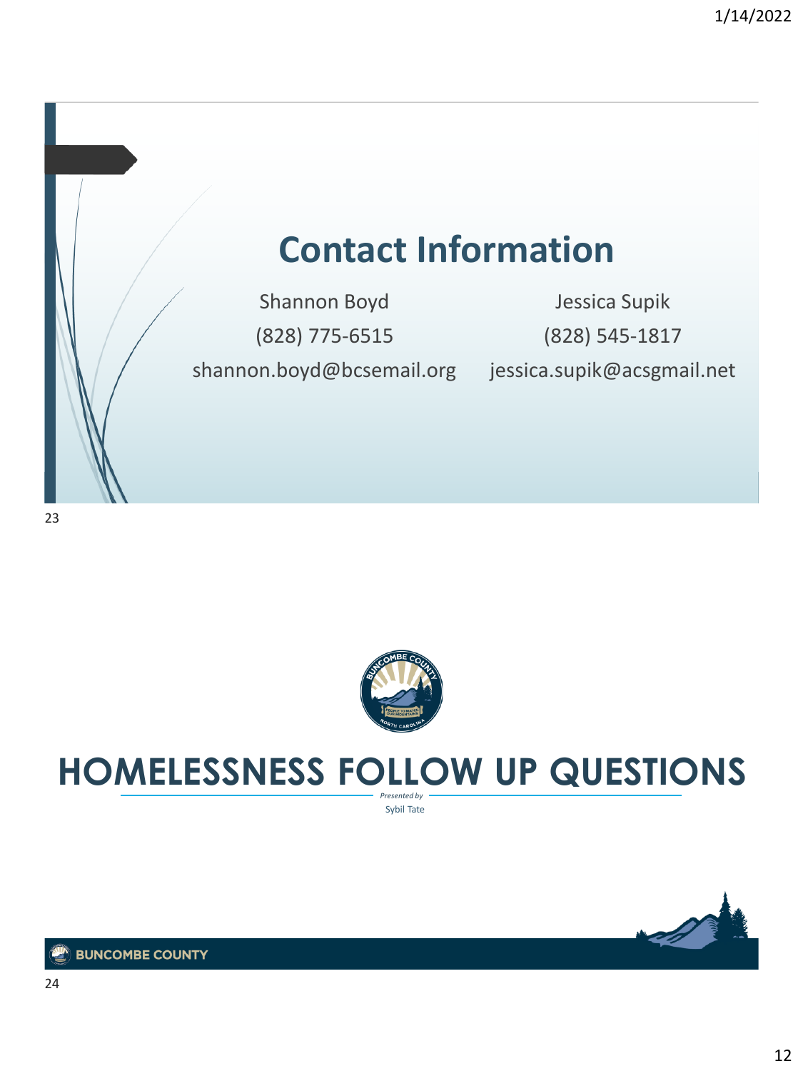## Contact Information

Shannon Boyd
(828) 775-6515
shannon.boyd@bcsemail.org

Jessica Supik
(828) 545-1817
jessica.supik@acsgmail.net

# HOMELESSNESS FOLLOW UP QUESTIONS

*Presented by*
Sybil Tate

BUNCOMBE COUNTY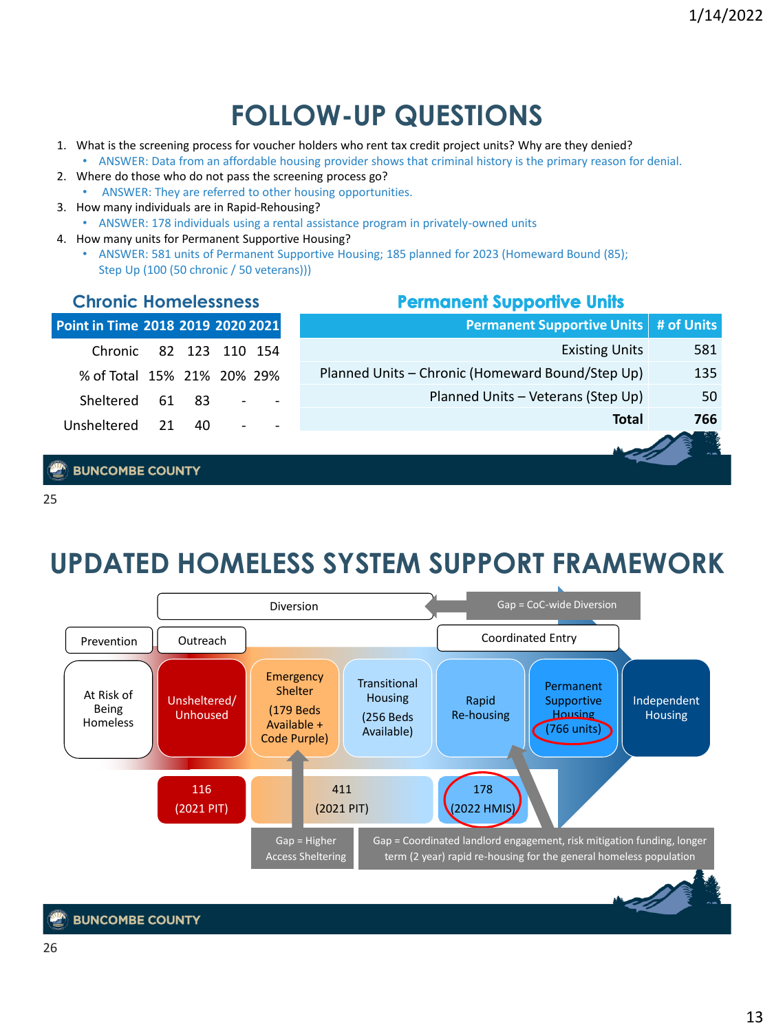# FOLLOW-UP QUESTIONS

1. What is the screening process for voucher holders who rent tax credit project units? Why are they denied?
   - ANSWER: Data from an affordable housing provider shows that criminal history is the primary reason for denial.
2. Where do those who do not pass the screening process go?
   - ANSWER: They are referred to other housing opportunities.
3. How many individuals are in Rapid-Rehousing?
   - ANSWER: 178 individuals using a rental assistance program in privately-owned units
4. How many units for Permanent Supportive Housing?
   - ANSWER: 581 units of Permanent Supportive Housing; 185 planned for 2023 (Homeward Bound (85); Step Up (100 (50 chronic / 50 veterans)))

## Chronic Homelessness

| Point in Time | 2018 | 2019 | 2020 | 2021 |
|---|---|---|---|---|
| Chronic | 82 | 123 | 110 | 154 |
| % of Total | 15% | 21% | 20% | 29% |
| Sheltered | 61 | 83 | - | - |
| Unsheltered | 21 | 40 | - | - |

## Permanent Supportive Units

| Permanent Supportive Units | # of Units |
|---|---|
| Existing Units | 581 |
| Planned Units – Chronic (Homeward Bound/Step Up) | 135 |
| Planned Units – Veterans (Step Up) | 50 |
| **Total** | **766** |

BUNCOMBE COUNTY

# UPDATED HOMELESS SYSTEM SUPPORT FRAMEWORK

- Diversion
- Gap = CoC-wide Diversion
- Prevention
- Outreach
- Coordinated Entry
- At Risk of Being Homeless
- Unsheltered/ Unhoused
- Emergency Shelter (179 Beds Available + Code Purple)
- Transitional Housing (256 Beds Available)
- Rapid Re-housing
- Permanent Supportive Housing (766 units)
- Independent Housing
- 116 (2021 PIT)
- 411 (2021 PIT)
- 178 (2022 HMIS)
- Gap = Higher Access Sheltering
- Gap = Coordinated landlord engagement, risk mitigation funding, longer term (2 year) rapid re-housing for the general homeless population

BUNCOMBE COUNTY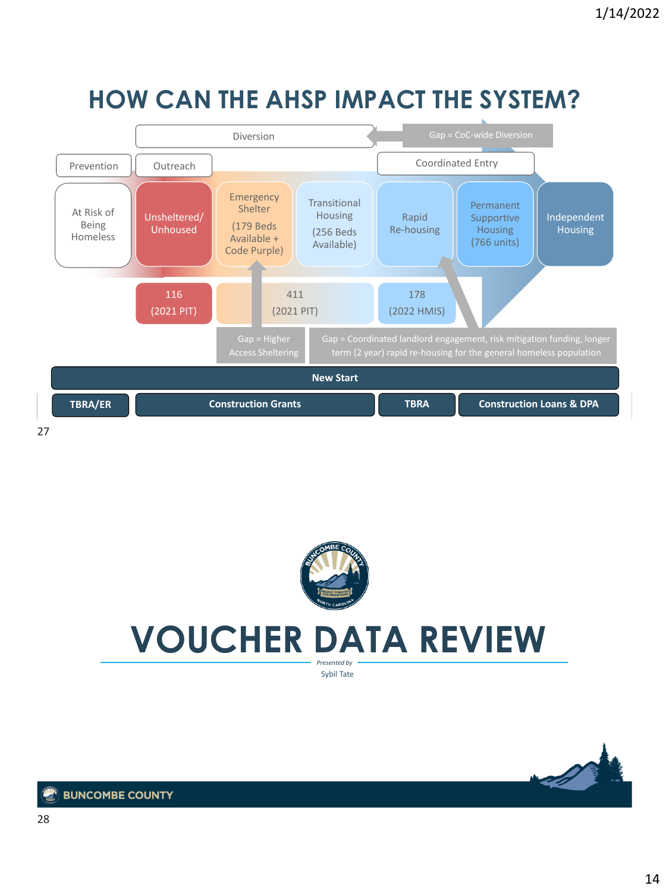# HOW CAN THE AHSP IMPACT THE SYSTEM?

Diversion

Gap = CoC-wide Diversion

Prevention | Outreach | Coordinated Entry

| At Risk of Being Homeless | Unsheltered/ Unhoused | Emergency Shelter (179 Beds Available + Code Purple) | Transitional Housing (256 Beds Available) | Rapid Re-housing | Permanent Supportive Housing (766 units) | Independent Housing |
|---|---|---|---|---|---|---|
| | 116 (2021 PIT) | 411 (2021 PIT) | | 178 (2022 HMIS) | | |

Gap = Higher Access Sheltering

Gap = Coordinated landlord engagement, risk mitigation funding, longer term (2 year) rapid re-housing for the general homeless population

**New Start**

**TBRA/ER** | **Construction Grants** | **TBRA** | **Construction Loans & DPA**

# VOUCHER DATA REVIEW

*Presented by*

Sybil Tate

**BUNCOMBE COUNTY**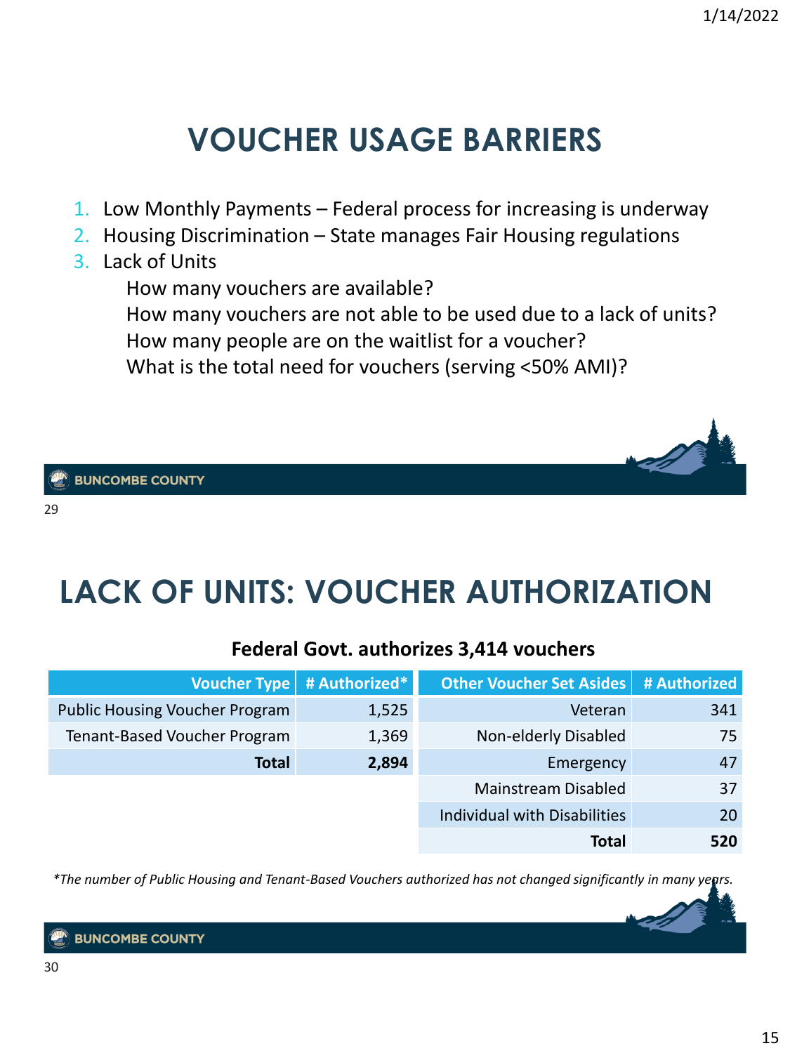# VOUCHER USAGE BARRIERS

1. Low Monthly Payments – Federal process for increasing is underway
2. Housing Discrimination – State manages Fair Housing regulations
3. Lack of Units
   - How many vouchers are available?
   - How many vouchers are not able to be used due to a lack of units?
   - How many people are on the waitlist for a voucher?
   - What is the total need for vouchers (serving <50% AMI)?

# LACK OF UNITS: VOUCHER AUTHORIZATION

**Federal Govt. authorizes 3,414 vouchers**

| Voucher Type | # Authorized* |
|---:|---:|
| Public Housing Voucher Program | 1,525 |
| Tenant-Based Voucher Program | 1,369 |
| **Total** | **2,894** |

| Other Voucher Set Asides | # Authorized |
|---:|---:|
| Veteran | 341 |
| Non-elderly Disabled | 75 |
| Emergency | 47 |
| Mainstream Disabled | 37 |
| Individual with Disabilities | 20 |
| **Total** | **520** |

*\*The number of Public Housing and Tenant-Based Vouchers authorized has not changed significantly in many years.*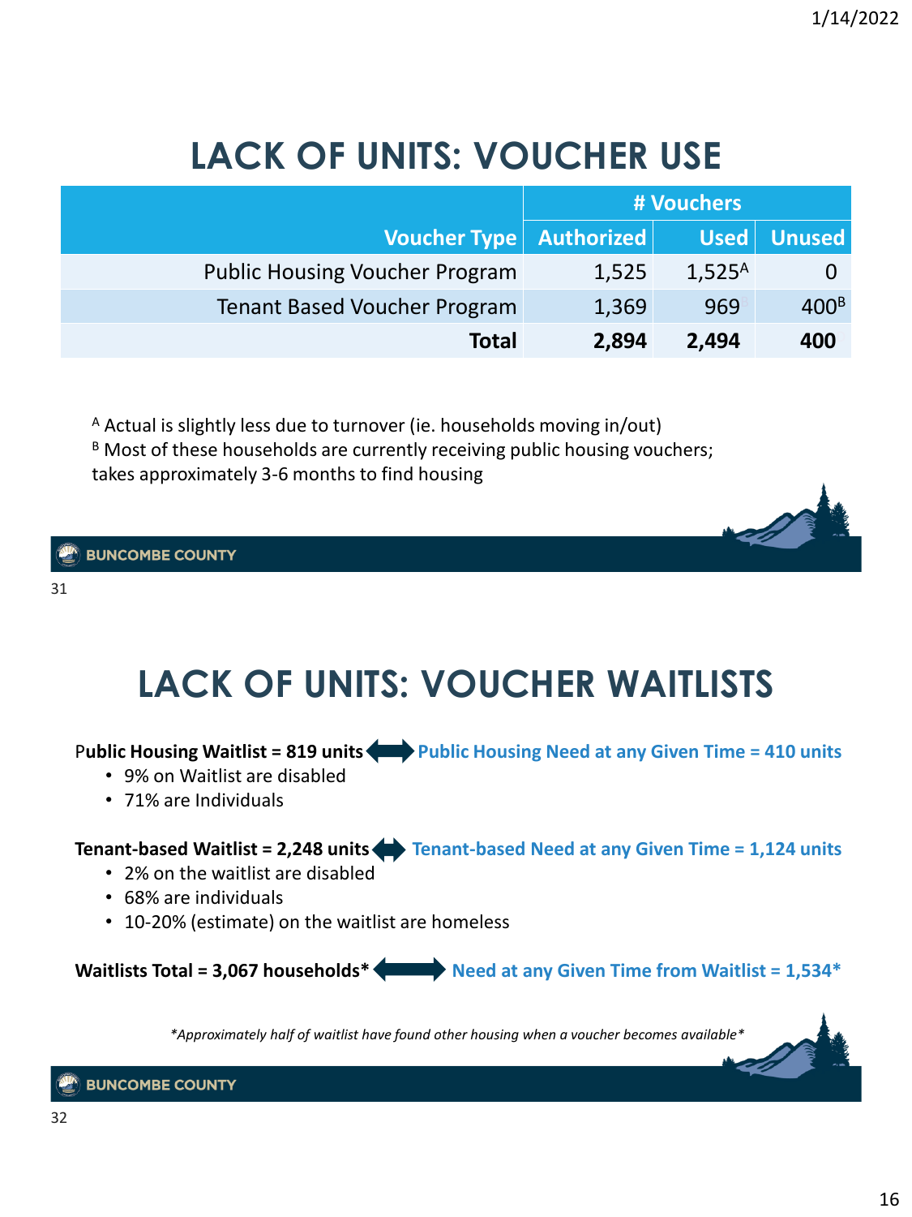# LACK OF UNITS: VOUCHER USE

| Voucher Type | # Vouchers | | |
|---|---|---|---|
| | Authorized | Used | Unused |
| Public Housing Voucher Program | 1,525 | 1,525[A] | 0 |
| Tenant Based Voucher Program | 1,369 | 969 | 400[B] |
| **Total** | **2,894** | **2,494** | **400** |

[A] Actual is slightly less due to turnover (ie. households moving in/out)
[B] Most of these households are currently receiving public housing vouchers; takes approximately 3-6 months to find housing

BUNCOMBE COUNTY

# LACK OF UNITS: VOUCHER WAITLISTS

**Public Housing Waitlist = 819 units** ⟷ **Public Housing Need at any Given Time = 410 units**

- 9% on Waitlist are disabled
- 71% are Individuals

**Tenant-based Waitlist = 2,248 units** ⟷ **Tenant-based Need at any Given Time = 1,124 units**

- 2% on the waitlist are disabled
- 68% are individuals
- 10-20% (estimate) on the waitlist are homeless

**Waitlists Total = 3,067 households*** ⟷ **Need at any Given Time from Waitlist = 1,534***

*\*Approximately half of waitlist have found other housing when a voucher becomes available\**

BUNCOMBE COUNTY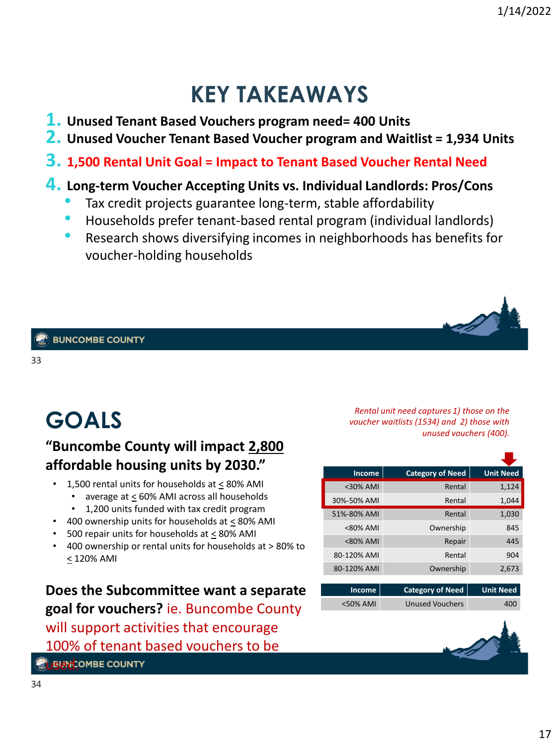# KEY TAKEAWAYS

1. **Unused Tenant Based Vouchers program need= 400 Units**
2. **Unused Voucher Tenant Based Voucher program and Waitlist = 1,934 Units**
3. **1,500 Rental Unit Goal = Impact to Tenant Based Voucher Rental Need**
4. **Long-term Voucher Accepting Units vs. Individual Landlords: Pros/Cons**
   - Tax credit projects guarantee long-term, stable affordability
   - Households prefer tenant-based rental program (individual landlords)
   - Research shows diversifying incomes in neighborhoods has benefits for voucher-holding households

BUNCOMBE COUNTY

# GOALS

## "Buncombe County will impact 2,800 affordable housing units by 2030."

- 1,500 rental units for households at ≤ 80% AMI
  - average at ≤ 60% AMI across all households
  - 1,200 units funded with tax credit program
- 400 ownership units for households at ≤ 80% AMI
- 500 repair units for households at ≤ 80% AMI
- 400 ownership or rental units for households at > 80% to ≤ 120% AMI

*Rental unit need captures 1) those on the voucher waitlists (1534) and 2) those with unused vouchers (400).*

| Income | Category of Need | Unit Need |
|---|---|---|
| <30% AMI | Rental | 1,124 |
| 30%-50% AMI | Rental | 1,044 |
| 51%-80% AMI | Rental | 1,030 |
| <80% AMI | Ownership | 845 |
| <80% AMI | Repair | 445 |
| 80-120% AMI | Rental | 904 |
| 80-120% AMI | Ownership | 2,673 |

| Income | Category of Need | Unit Need |
|---|---|---|
| <50% AMI | Unused Vouchers | 400 |

**Does the Subcommittee want a separate goal for vouchers?** ie. Buncombe County will support activities that encourage 100% of tenant based vouchers to be used.

BUNCOMBE COUNTY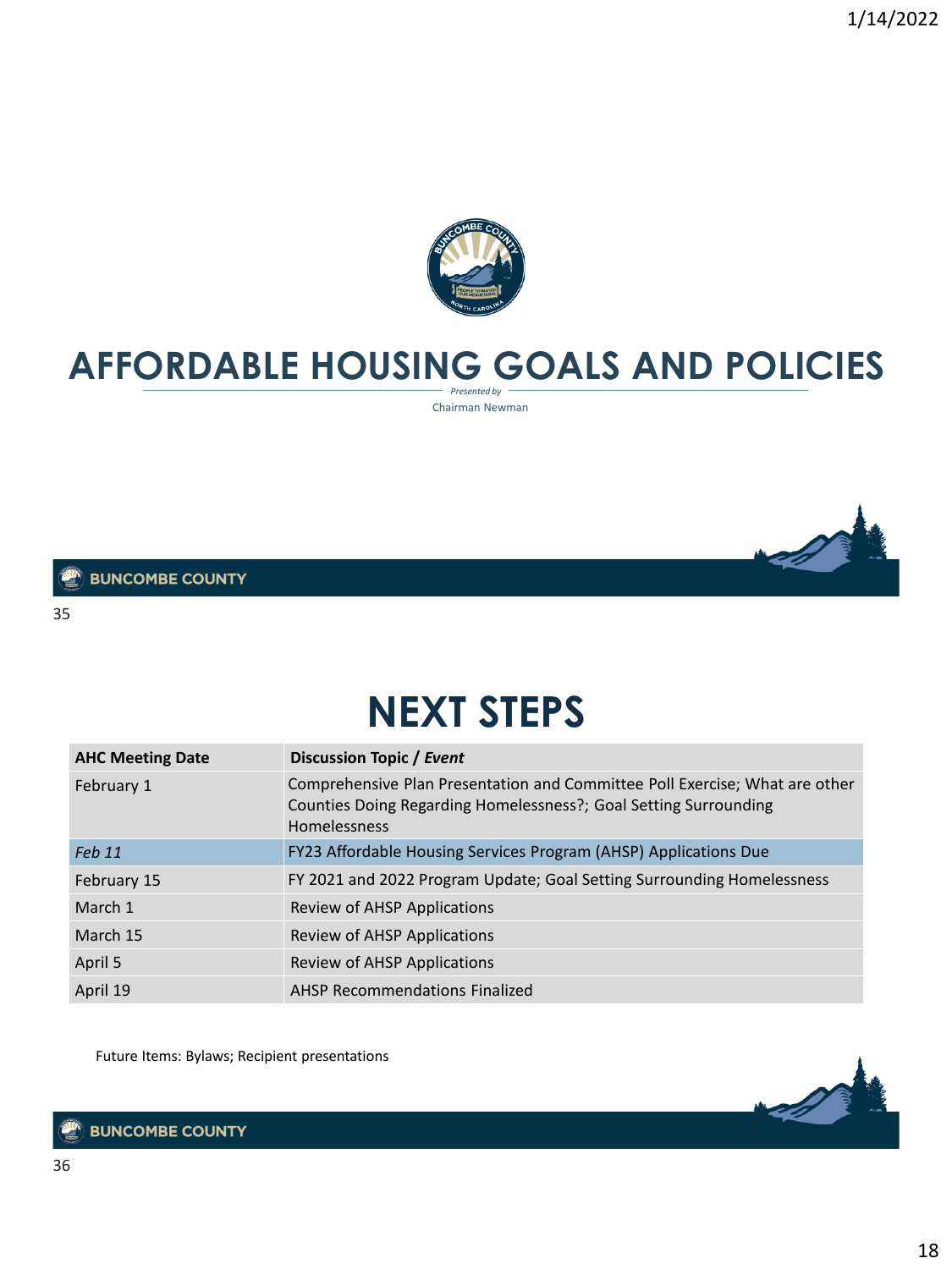# AFFORDABLE HOUSING GOALS AND POLICIES

*Presented by*

Chairman Newman

# NEXT STEPS

| AHC Meeting Date | Discussion Topic / *Event* |
|---|---|
| February 1 | Comprehensive Plan Presentation and Committee Poll Exercise; What are other Counties Doing Regarding Homelessness?; Goal Setting Surrounding Homelessness |
| *Feb 11* | FY23 Affordable Housing Services Program (AHSP) Applications Due |
| February 15 | FY 2021 and 2022 Program Update; Goal Setting Surrounding Homelessness |
| March 1 | Review of AHSP Applications |
| March 15 | Review of AHSP Applications |
| April 5 | Review of AHSP Applications |
| April 19 | AHSP Recommendations Finalized |

Future Items: Bylaws; Recipient presentations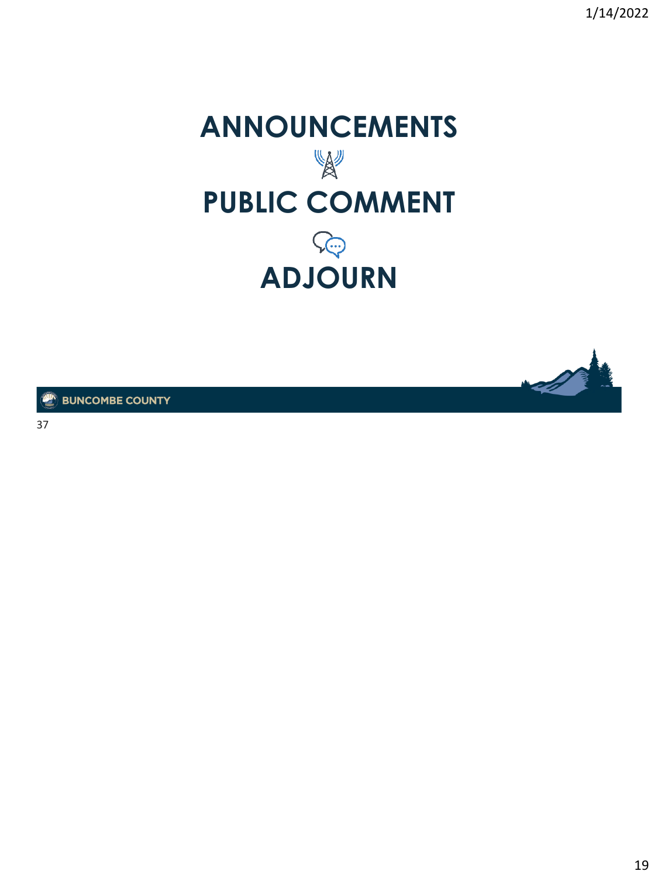# ANNOUNCEMENTS

# PUBLIC COMMENT

# ADJOURN

BUNCOMBE COUNTY

37